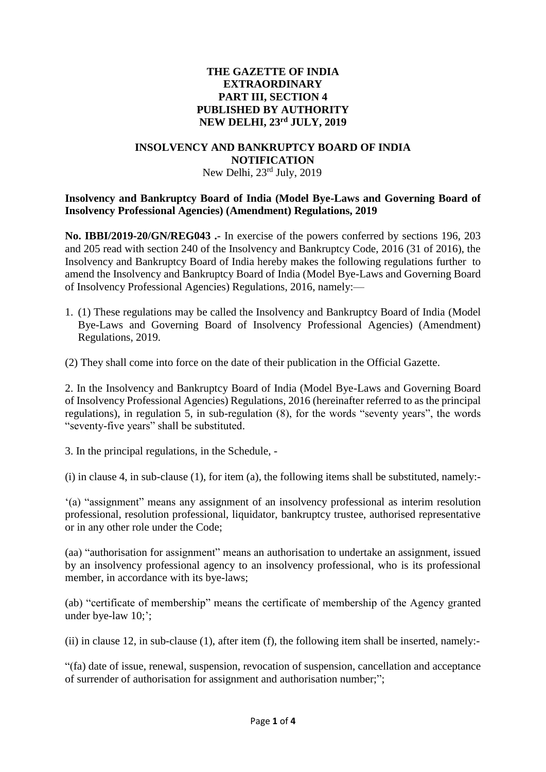**THE GAZETTE OF INDIA**
**EXTRAORDINARY**
**PART III, SECTION 4**
**PUBLISHED BY AUTHORITY**
**NEW DELHI, 23rd JULY, 2019**

**INSOLVENCY AND BANKRUPTCY BOARD OF INDIA**
**NOTIFICATION**
New Delhi, 23rd July, 2019

**Insolvency and Bankruptcy Board of India (Model Bye-Laws and Governing Board of Insolvency Professional Agencies) (Amendment) Regulations, 2019**

**No. IBBI/2019-20/GN/REG043 .-** In exercise of the powers conferred by sections 196, 203 and 205 read with section 240 of the Insolvency and Bankruptcy Code, 2016 (31 of 2016), the Insolvency and Bankruptcy Board of India hereby makes the following regulations further to amend the Insolvency and Bankruptcy Board of India (Model Bye-Laws and Governing Board of Insolvency Professional Agencies) Regulations, 2016, namely:—

1. (1) These regulations may be called the Insolvency and Bankruptcy Board of India (Model Bye-Laws and Governing Board of Insolvency Professional Agencies) (Amendment) Regulations, 2019.

(2) They shall come into force on the date of their publication in the Official Gazette.

2. In the Insolvency and Bankruptcy Board of India (Model Bye-Laws and Governing Board of Insolvency Professional Agencies) Regulations, 2016 (hereinafter referred to as the principal regulations), in regulation 5, in sub-regulation (8), for the words "seventy years", the words "seventy-five years" shall be substituted.

3. In the principal regulations, in the Schedule, -

(i) in clause 4, in sub-clause (1), for item (a), the following items shall be substituted, namely:-

'(a) "assignment" means any assignment of an insolvency professional as interim resolution professional, resolution professional, liquidator, bankruptcy trustee, authorised representative or in any other role under the Code;

(aa) "authorisation for assignment" means an authorisation to undertake an assignment, issued by an insolvency professional agency to an insolvency professional, who is its professional member, in accordance with its bye-laws;

(ab) "certificate of membership" means the certificate of membership of the Agency granted under bye-law 10;';

(ii) in clause 12, in sub-clause (1), after item (f), the following item shall be inserted, namely:-

"(fa) date of issue, renewal, suspension, revocation of suspension, cancellation and acceptance of surrender of authorisation for assignment and authorisation number;";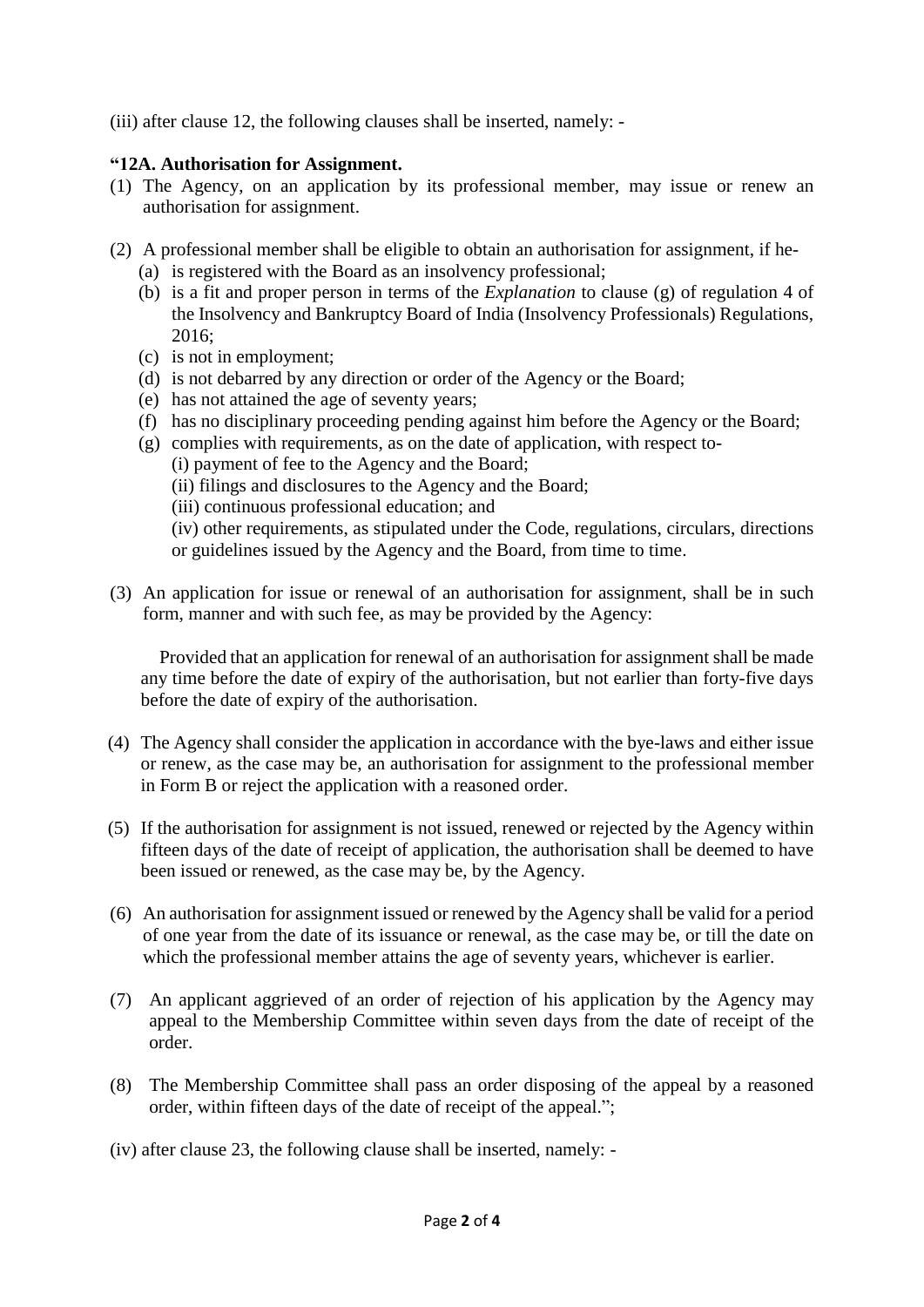(iii) after clause 12, the following clauses shall be inserted, namely: -

**"12A. Authorisation for Assignment.**

(1) The Agency, on an application by its professional member, may issue or renew an authorisation for assignment.

(2) A professional member shall be eligible to obtain an authorisation for assignment, if he-
   (a) is registered with the Board as an insolvency professional;
   (b) is a fit and proper person in terms of the *Explanation* to clause (g) of regulation 4 of the Insolvency and Bankruptcy Board of India (Insolvency Professionals) Regulations, 2016;
   (c) is not in employment;
   (d) is not debarred by any direction or order of the Agency or the Board;
   (e) has not attained the age of seventy years;
   (f) has no disciplinary proceeding pending against him before the Agency or the Board;
   (g) complies with requirements, as on the date of application, with respect to-
      (i) payment of fee to the Agency and the Board;
      (ii) filings and disclosures to the Agency and the Board;
      (iii) continuous professional education; and
      (iv) other requirements, as stipulated under the Code, regulations, circulars, directions or guidelines issued by the Agency and the Board, from time to time.

(3) An application for issue or renewal of an authorisation for assignment, shall be in such form, manner and with such fee, as may be provided by the Agency:

   Provided that an application for renewal of an authorisation for assignment shall be made any time before the date of expiry of the authorisation, but not earlier than forty-five days before the date of expiry of the authorisation.

(4) The Agency shall consider the application in accordance with the bye-laws and either issue or renew, as the case may be, an authorisation for assignment to the professional member in Form B or reject the application with a reasoned order.

(5) If the authorisation for assignment is not issued, renewed or rejected by the Agency within fifteen days of the date of receipt of application, the authorisation shall be deemed to have been issued or renewed, as the case may be, by the Agency.

(6) An authorisation for assignment issued or renewed by the Agency shall be valid for a period of one year from the date of its issuance or renewal, as the case may be, or till the date on which the professional member attains the age of seventy years, whichever is earlier.

(7) An applicant aggrieved of an order of rejection of his application by the Agency may appeal to the Membership Committee within seven days from the date of receipt of the order.

(8) The Membership Committee shall pass an order disposing of the appeal by a reasoned order, within fifteen days of the date of receipt of the appeal.";

(iv) after clause 23, the following clause shall be inserted, namely: -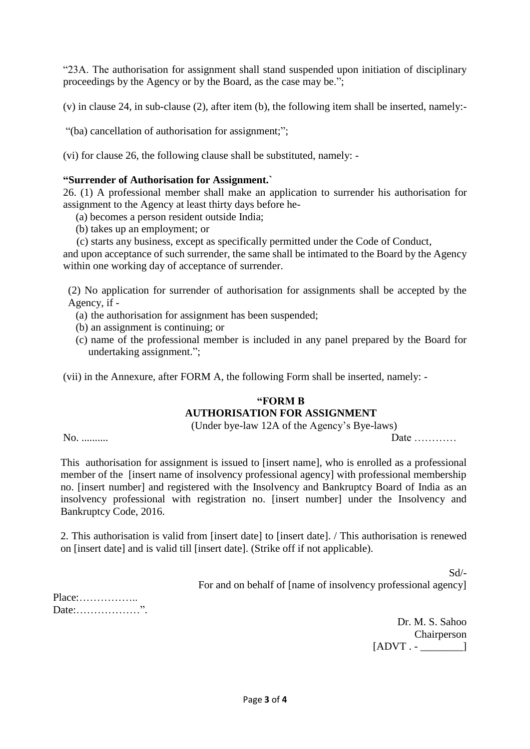"23A. The authorisation for assignment shall stand suspended upon initiation of disciplinary proceedings by the Agency or by the Board, as the case may be.";

(v) in clause 24, in sub-clause (2), after item (b), the following item shall be inserted, namely:-

"(ba) cancellation of authorisation for assignment;";

(vi) for clause 26, the following clause shall be substituted, namely: -

**"Surrender of Authorisation for Assignment.`**

26. (1) A professional member shall make an application to surrender his authorisation for assignment to the Agency at least thirty days before he-

(a) becomes a person resident outside India;
(b) takes up an employment; or
(c) starts any business, except as specifically permitted under the Code of Conduct,

and upon acceptance of such surrender, the same shall be intimated to the Board by the Agency within one working day of acceptance of surrender.

(2) No application for surrender of authorisation for assignments shall be accepted by the Agency, if -

(a) the authorisation for assignment has been suspended;
(b) an assignment is continuing; or
(c) name of the professional member is included in any panel prepared by the Board for undertaking assignment.";

(vii) in the Annexure, after FORM A, the following Form shall be inserted, namely: -

**"FORM B**
**AUTHORISATION FOR ASSIGNMENT**
(Under bye-law 12A of the Agency's Bye-laws)

No. .......... Date …………

This authorisation for assignment is issued to [insert name], who is enrolled as a professional member of the [insert name of insolvency professional agency] with professional membership no. [insert number] and registered with the Insolvency and Bankruptcy Board of India as an insolvency professional with registration no. [insert number] under the Insolvency and Bankruptcy Code, 2016.

2. This authorisation is valid from [insert date] to [insert date]. / This authorisation is renewed on [insert date] and is valid till [insert date]. (Strike off if not applicable).

Sd/-
For and on behalf of [name of insolvency professional agency]

Place:……………..
Date:………………".

Dr. M. S. Sahoo
Chairperson
[ADVT . - ________]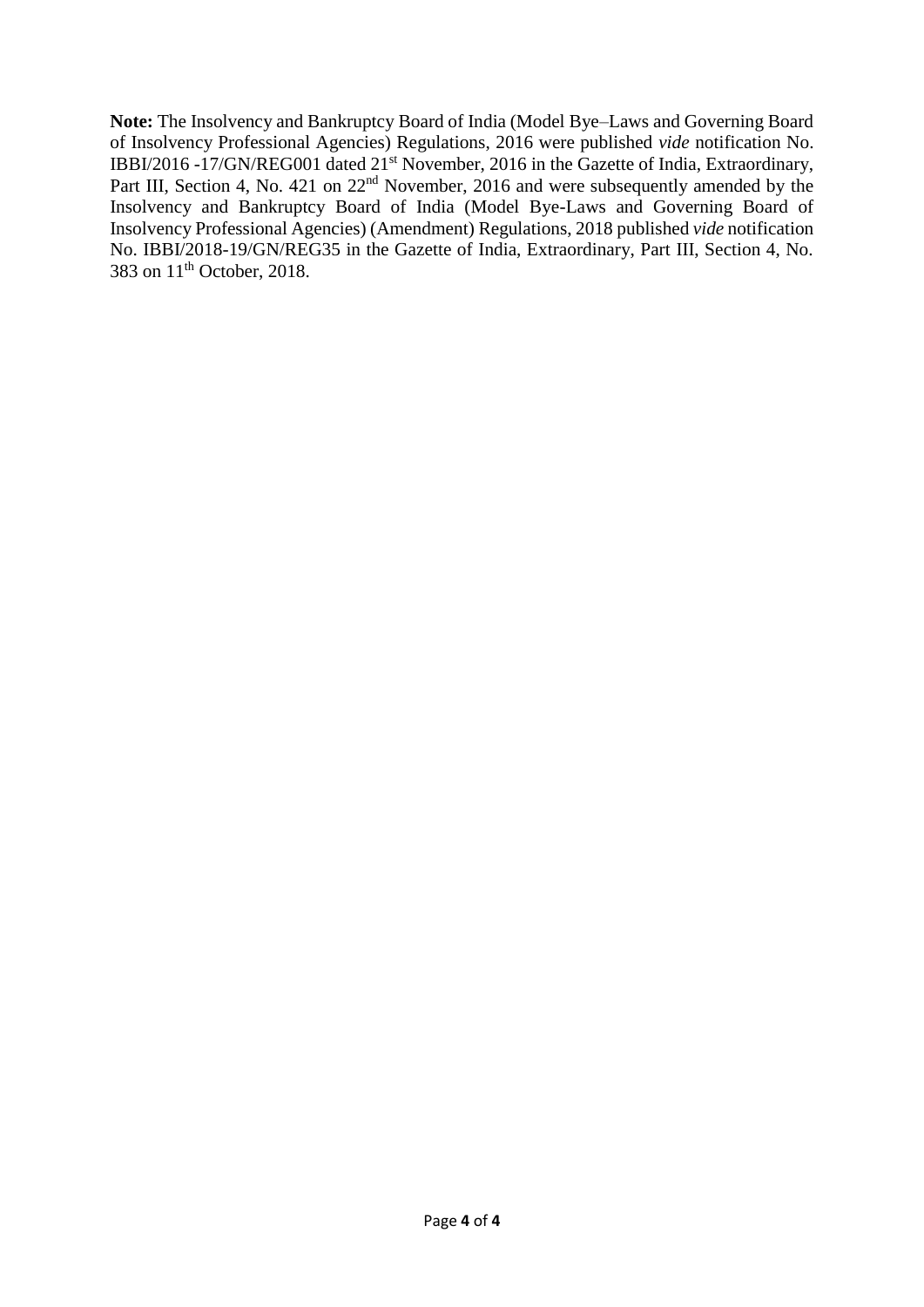**Note:** The Insolvency and Bankruptcy Board of India (Model Bye–Laws and Governing Board of Insolvency Professional Agencies) Regulations, 2016 were published *vide* notification No. IBBI/2016 -17/GN/REG001 dated 21st November, 2016 in the Gazette of India, Extraordinary, Part III, Section 4, No. 421 on 22nd November, 2016 and were subsequently amended by the Insolvency and Bankruptcy Board of India (Model Bye-Laws and Governing Board of Insolvency Professional Agencies) (Amendment) Regulations, 2018 published *vide* notification No. IBBI/2018-19/GN/REG35 in the Gazette of India, Extraordinary, Part III, Section 4, No. 383 on 11th October, 2018.